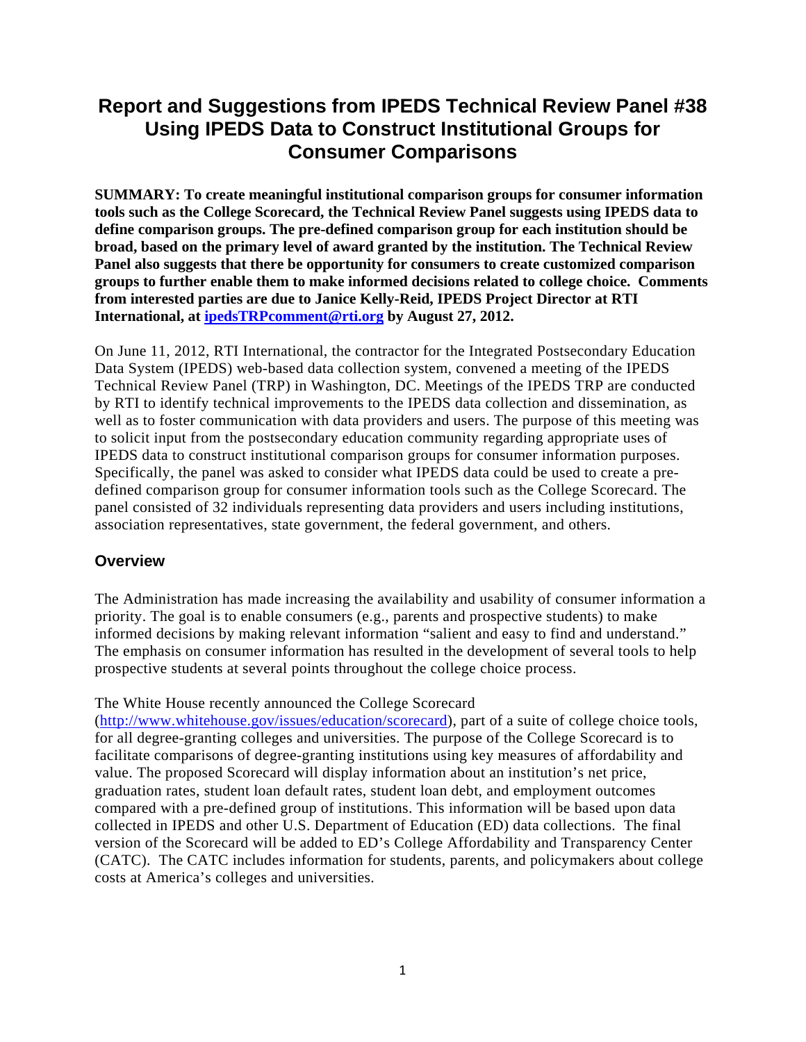# Report and Suggestions from IPEDS Technical Review Panel #38 Using IPEDS Data to Construct Institutional Groups for Consumer Comparisons

**SUMMARY: To create meaningful institutional comparison groups for consumer information tools such as the College Scorecard, the Technical Review Panel suggests using IPEDS data to define comparison groups. The pre-defined comparison group for each institution should be broad, based on the primary level of award granted by the institution. The Technical Review Panel also suggests that there be opportunity for consumers to create customized comparison groups to further enable them to make informed decisions related to college choice. Comments from interested parties are due to Janice Kelly-Reid, IPEDS Project Director at RTI International, at [ipedsTRPcomment@rti.org](mailto:ipedsTRPcomment@rti.org) by August 27, 2012.**

On June 11, 2012, RTI International, the contractor for the Integrated Postsecondary Education Data System (IPEDS) web-based data collection system, convened a meeting of the IPEDS Technical Review Panel (TRP) in Washington, DC. Meetings of the IPEDS TRP are conducted by RTI to identify technical improvements to the IPEDS data collection and dissemination, as well as to foster communication with data providers and users. The purpose of this meeting was to solicit input from the postsecondary education community regarding appropriate uses of IPEDS data to construct institutional comparison groups for consumer information purposes. Specifically, the panel was asked to consider what IPEDS data could be used to create a pre-defined comparison group for consumer information tools such as the College Scorecard. The panel consisted of 32 individuals representing data providers and users including institutions, association representatives, state government, the federal government, and others.

## Overview

The Administration has made increasing the availability and usability of consumer information a priority. The goal is to enable consumers (e.g., parents and prospective students) to make informed decisions by making relevant information "salient and easy to find and understand." The emphasis on consumer information has resulted in the development of several tools to help prospective students at several points throughout the college choice process.

The White House recently announced the College Scorecard ([http://www.whitehouse.gov/issues/education/scorecard](http://www.whitehouse.gov/issues/education/scorecard)), part of a suite of college choice tools, for all degree-granting colleges and universities. The purpose of the College Scorecard is to facilitate comparisons of degree-granting institutions using key measures of affordability and value. The proposed Scorecard will display information about an institution's net price, graduation rates, student loan default rates, student loan debt, and employment outcomes compared with a pre-defined group of institutions. This information will be based upon data collected in IPEDS and other U.S. Department of Education (ED) data collections. The final version of the Scorecard will be added to ED's College Affordability and Transparency Center (CATC). The CATC includes information for students, parents, and policymakers about college costs at America's colleges and universities.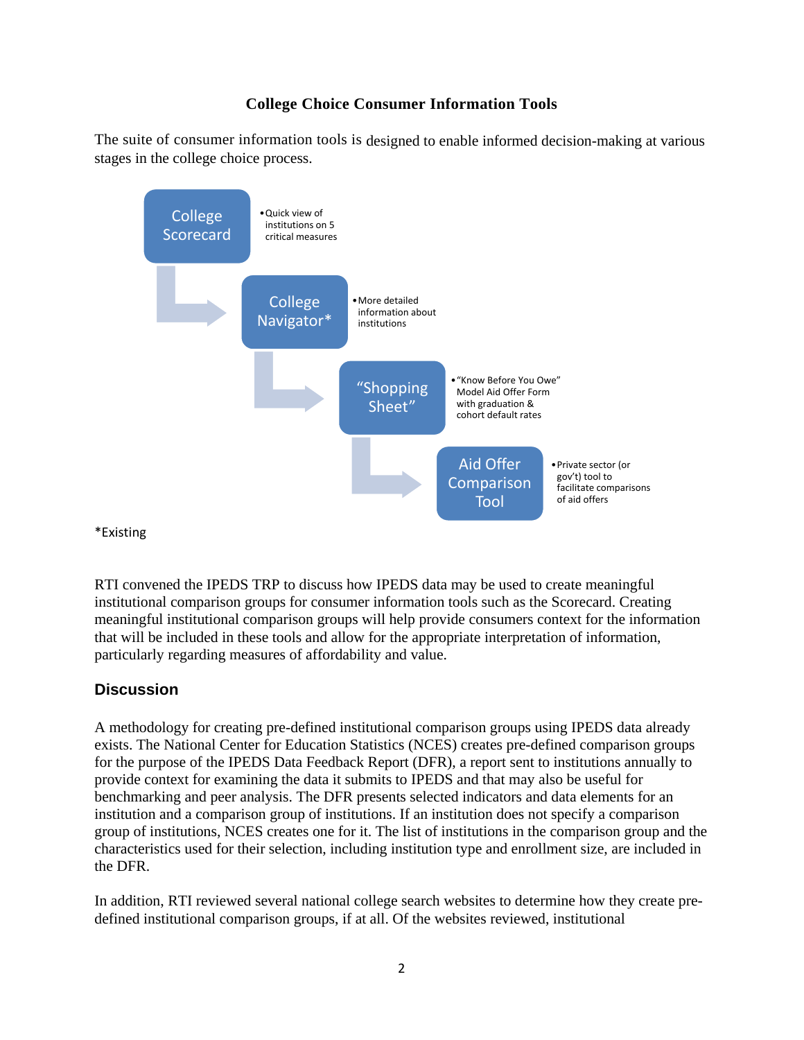**College Choice Consumer Information Tools**

The suite of consumer information tools is designed to enable informed decision-making at various stages in the college choice process.

- **College Scorecard**
  - Quick view of institutions on 5 critical measures
- **College Navigator***
  - More detailed information about institutions
- **"Shopping Sheet"**
  - "Know Before You Owe" Model Aid Offer Form with graduation & cohort default rates
- **Aid Offer Comparison Tool**
  - Private sector (or gov't) tool to facilitate comparisons of aid offers

*Existing

RTI convened the IPEDS TRP to discuss how IPEDS data may be used to create meaningful institutional comparison groups for consumer information tools such as the Scorecard. Creating meaningful institutional comparison groups will help provide consumers context for the information that will be included in these tools and allow for the appropriate interpretation of information, particularly regarding measures of affordability and value.

## Discussion

A methodology for creating pre-defined institutional comparison groups using IPEDS data already exists. The National Center for Education Statistics (NCES) creates pre-defined comparison groups for the purpose of the IPEDS Data Feedback Report (DFR), a report sent to institutions annually to provide context for examining the data it submits to IPEDS and that may also be useful for benchmarking and peer analysis. The DFR presents selected indicators and data elements for an institution and a comparison group of institutions. If an institution does not specify a comparison group of institutions, NCES creates one for it. The list of institutions in the comparison group and the characteristics used for their selection, including institution type and enrollment size, are included in the DFR.

In addition, RTI reviewed several national college search websites to determine how they create pre-defined institutional comparison groups, if at all. Of the websites reviewed, institutional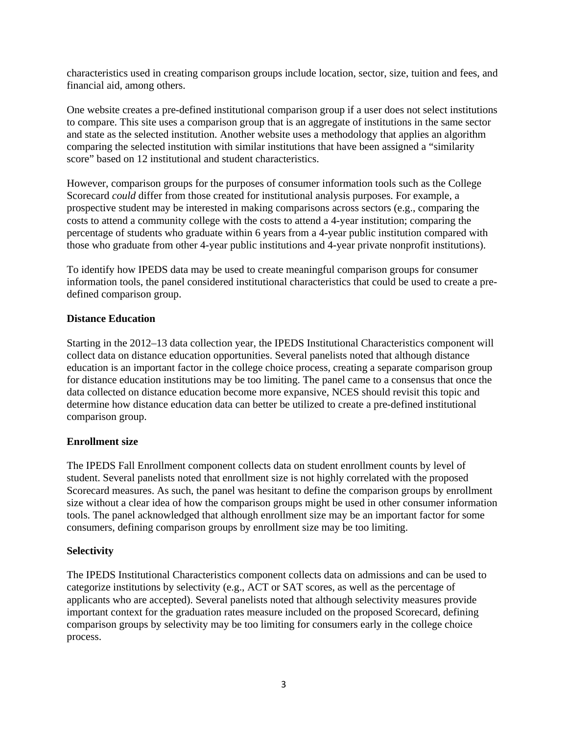characteristics used in creating comparison groups include location, sector, size, tuition and fees, and financial aid, among others.

One website creates a pre-defined institutional comparison group if a user does not select institutions to compare. This site uses a comparison group that is an aggregate of institutions in the same sector and state as the selected institution. Another website uses a methodology that applies an algorithm comparing the selected institution with similar institutions that have been assigned a "similarity score" based on 12 institutional and student characteristics.

However, comparison groups for the purposes of consumer information tools such as the College Scorecard *could* differ from those created for institutional analysis purposes. For example, a prospective student may be interested in making comparisons across sectors (e.g., comparing the costs to attend a community college with the costs to attend a 4-year institution; comparing the percentage of students who graduate within 6 years from a 4-year public institution compared with those who graduate from other 4-year public institutions and 4-year private nonprofit institutions).

To identify how IPEDS data may be used to create meaningful comparison groups for consumer information tools, the panel considered institutional characteristics that could be used to create a pre-defined comparison group.

**Distance Education**

Starting in the 2012–13 data collection year, the IPEDS Institutional Characteristics component will collect data on distance education opportunities. Several panelists noted that although distance education is an important factor in the college choice process, creating a separate comparison group for distance education institutions may be too limiting. The panel came to a consensus that once the data collected on distance education become more expansive, NCES should revisit this topic and determine how distance education data can better be utilized to create a pre-defined institutional comparison group.

**Enrollment size**

The IPEDS Fall Enrollment component collects data on student enrollment counts by level of student. Several panelists noted that enrollment size is not highly correlated with the proposed Scorecard measures. As such, the panel was hesitant to define the comparison groups by enrollment size without a clear idea of how the comparison groups might be used in other consumer information tools. The panel acknowledged that although enrollment size may be an important factor for some consumers, defining comparison groups by enrollment size may be too limiting.

**Selectivity**

The IPEDS Institutional Characteristics component collects data on admissions and can be used to categorize institutions by selectivity (e.g., ACT or SAT scores, as well as the percentage of applicants who are accepted). Several panelists noted that although selectivity measures provide important context for the graduation rates measure included on the proposed Scorecard, defining comparison groups by selectivity may be too limiting for consumers early in the college choice process.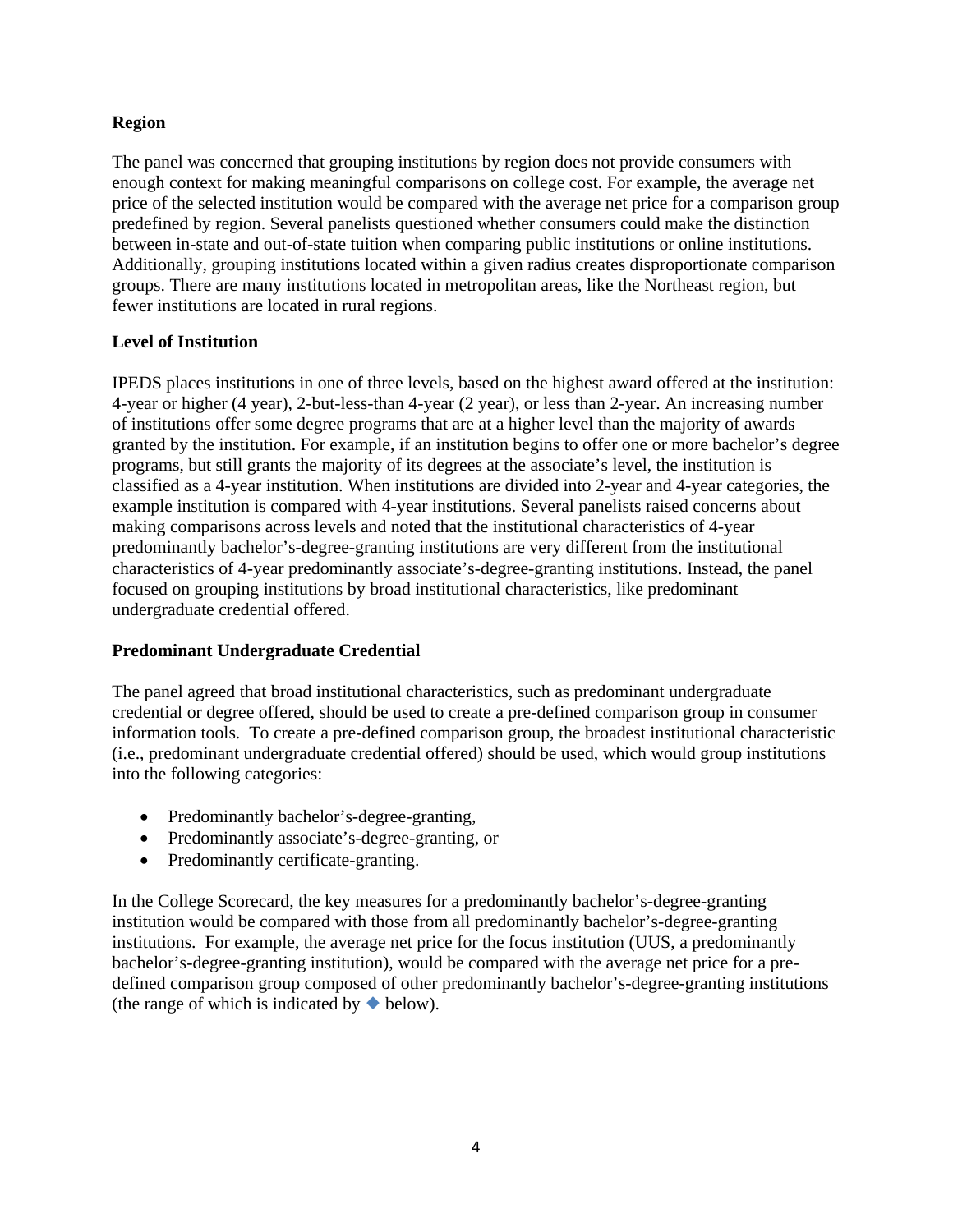**Region**

The panel was concerned that grouping institutions by region does not provide consumers with enough context for making meaningful comparisons on college cost. For example, the average net price of the selected institution would be compared with the average net price for a comparison group predefined by region. Several panelists questioned whether consumers could make the distinction between in-state and out-of-state tuition when comparing public institutions or online institutions. Additionally, grouping institutions located within a given radius creates disproportionate comparison groups. There are many institutions located in metropolitan areas, like the Northeast region, but fewer institutions are located in rural regions.

**Level of Institution**

IPEDS places institutions in one of three levels, based on the highest award offered at the institution: 4-year or higher (4 year), 2-but-less-than 4-year (2 year), or less than 2-year. An increasing number of institutions offer some degree programs that are at a higher level than the majority of awards granted by the institution. For example, if an institution begins to offer one or more bachelor's degree programs, but still grants the majority of its degrees at the associate's level, the institution is classified as a 4-year institution. When institutions are divided into 2-year and 4-year categories, the example institution is compared with 4-year institutions. Several panelists raised concerns about making comparisons across levels and noted that the institutional characteristics of 4-year predominantly bachelor's-degree-granting institutions are very different from the institutional characteristics of 4-year predominantly associate's-degree-granting institutions. Instead, the panel focused on grouping institutions by broad institutional characteristics, like predominant undergraduate credential offered.

**Predominant Undergraduate Credential**

The panel agreed that broad institutional characteristics, such as predominant undergraduate credential or degree offered, should be used to create a pre-defined comparison group in consumer information tools. To create a pre-defined comparison group, the broadest institutional characteristic (i.e., predominant undergraduate credential offered) should be used, which would group institutions into the following categories:

- Predominantly bachelor's-degree-granting,
- Predominantly associate's-degree-granting, or
- Predominantly certificate-granting.

In the College Scorecard, the key measures for a predominantly bachelor's-degree-granting institution would be compared with those from all predominantly bachelor's-degree-granting institutions. For example, the average net price for the focus institution (UUS, a predominantly bachelor's-degree-granting institution), would be compared with the average net price for a pre-defined comparison group composed of other predominantly bachelor's-degree-granting institutions (the range of which is indicated by ◆ below).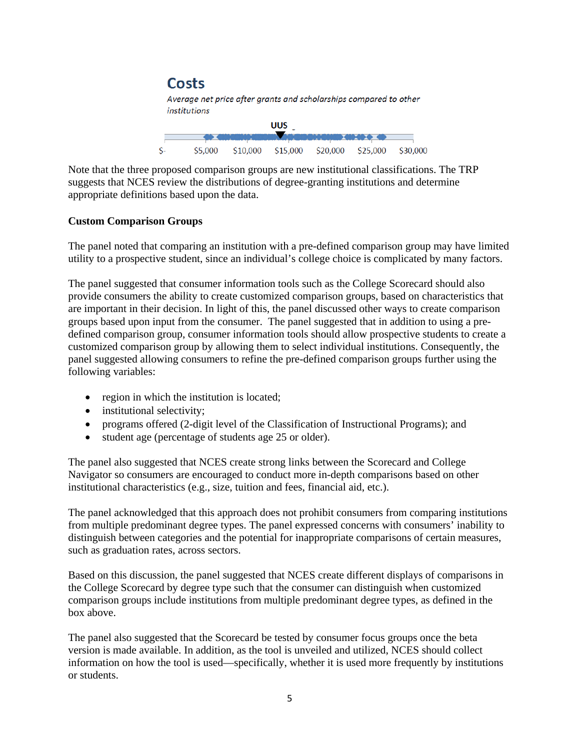## Costs

*Average net price after grants and scholarships compared to other institutions*

UUS

$-   $5,000   $10,000   $15,000   $20,000   $25,000   $30,000

Note that the three proposed comparison groups are new institutional classifications. The TRP suggests that NCES review the distributions of degree-granting institutions and determine appropriate definitions based upon the data.

**Custom Comparison Groups**

The panel noted that comparing an institution with a pre-defined comparison group may have limited utility to a prospective student, since an individual's college choice is complicated by many factors.

The panel suggested that consumer information tools such as the College Scorecard should also provide consumers the ability to create customized comparison groups, based on characteristics that are important in their decision. In light of this, the panel discussed other ways to create comparison groups based upon input from the consumer. The panel suggested that in addition to using a pre-defined comparison group, consumer information tools should allow prospective students to create a customized comparison group by allowing them to select individual institutions. Consequently, the panel suggested allowing consumers to refine the pre-defined comparison groups further using the following variables:

- region in which the institution is located;
- institutional selectivity;
- programs offered (2-digit level of the Classification of Instructional Programs); and
- student age (percentage of students age 25 or older).

The panel also suggested that NCES create strong links between the Scorecard and College Navigator so consumers are encouraged to conduct more in-depth comparisons based on other institutional characteristics (e.g., size, tuition and fees, financial aid, etc.).

The panel acknowledged that this approach does not prohibit consumers from comparing institutions from multiple predominant degree types. The panel expressed concerns with consumers' inability to distinguish between categories and the potential for inappropriate comparisons of certain measures, such as graduation rates, across sectors.

Based on this discussion, the panel suggested that NCES create different displays of comparisons in the College Scorecard by degree type such that the consumer can distinguish when customized comparison groups include institutions from multiple predominant degree types, as defined in the box above.

The panel also suggested that the Scorecard be tested by consumer focus groups once the beta version is made available. In addition, as the tool is unveiled and utilized, NCES should collect information on how the tool is used—specifically, whether it is used more frequently by institutions or students.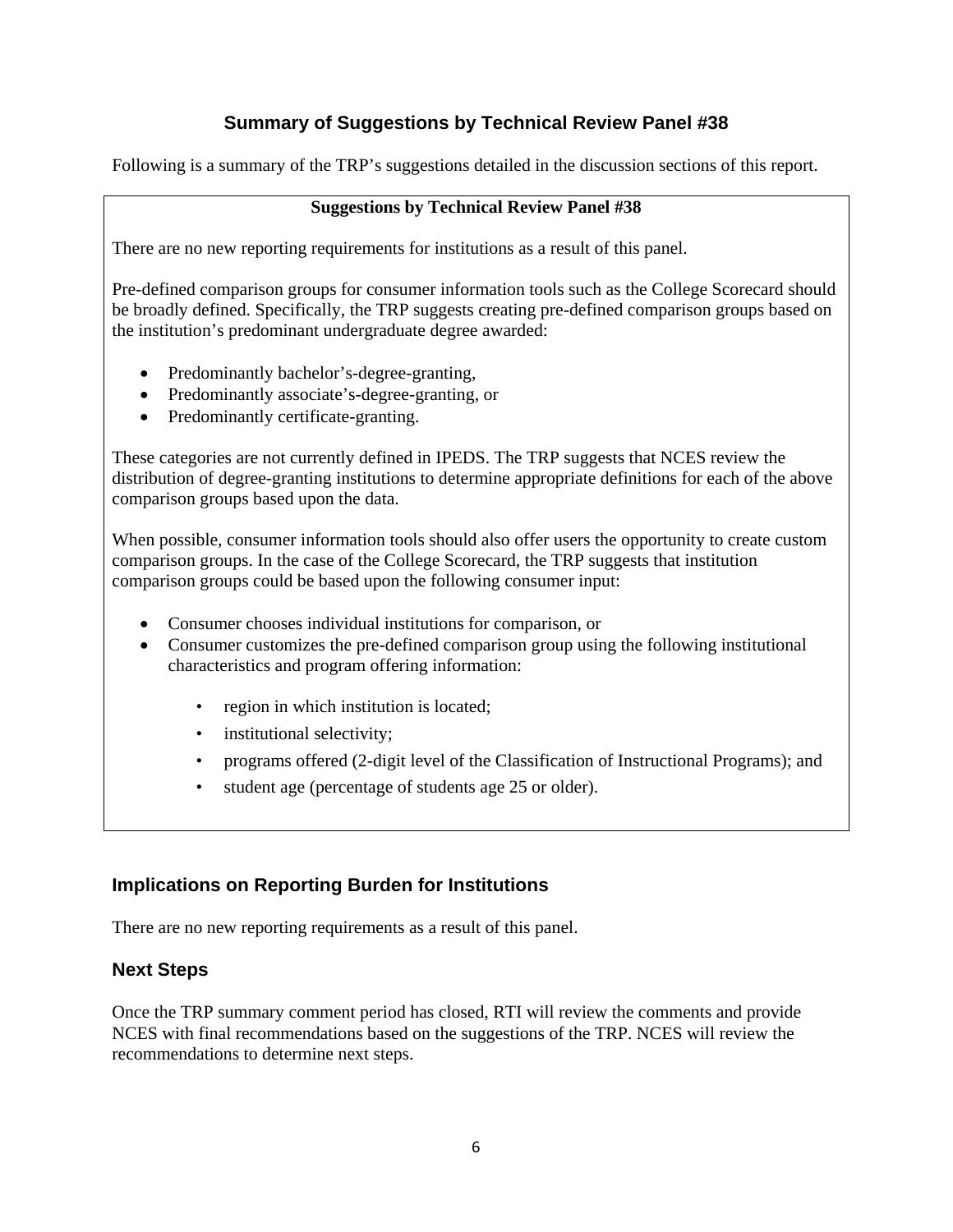## Summary of Suggestions by Technical Review Panel #38

Following is a summary of the TRP's suggestions detailed in the discussion sections of this report.

**Suggestions by Technical Review Panel #38**

There are no new reporting requirements for institutions as a result of this panel.

Pre-defined comparison groups for consumer information tools such as the College Scorecard should be broadly defined. Specifically, the TRP suggests creating pre-defined comparison groups based on the institution's predominant undergraduate degree awarded:

- Predominantly bachelor's-degree-granting,
- Predominantly associate's-degree-granting, or
- Predominantly certificate-granting.

These categories are not currently defined in IPEDS. The TRP suggests that NCES review the distribution of degree-granting institutions to determine appropriate definitions for each of the above comparison groups based upon the data.

When possible, consumer information tools should also offer users the opportunity to create custom comparison groups. In the case of the College Scorecard, the TRP suggests that institution comparison groups could be based upon the following consumer input:

- Consumer chooses individual institutions for comparison, or
- Consumer customizes the pre-defined comparison group using the following institutional characteristics and program offering information:
  - region in which institution is located;
  - institutional selectivity;
  - programs offered (2-digit level of the Classification of Instructional Programs); and
  - student age (percentage of students age 25 or older).

### Implications on Reporting Burden for Institutions

There are no new reporting requirements as a result of this panel.

### Next Steps

Once the TRP summary comment period has closed, RTI will review the comments and provide NCES with final recommendations based on the suggestions of the TRP. NCES will review the recommendations to determine next steps.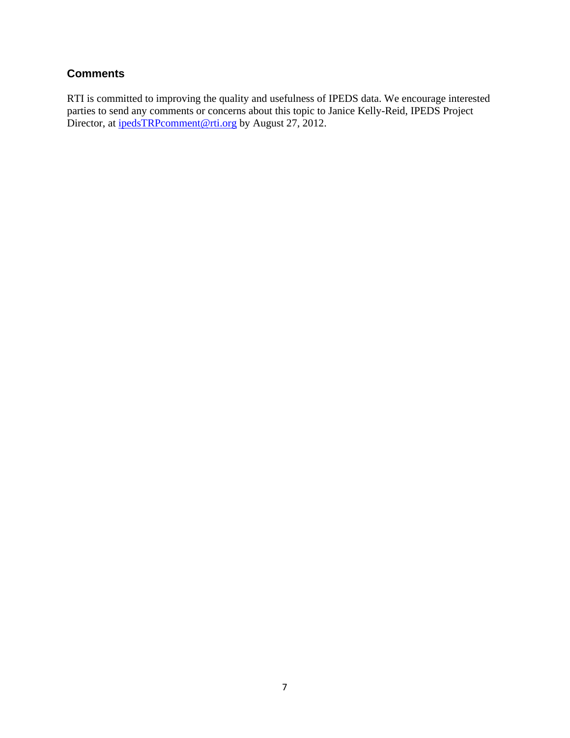## Comments

RTI is committed to improving the quality and usefulness of IPEDS data. We encourage interested parties to send any comments or concerns about this topic to Janice Kelly-Reid, IPEDS Project Director, at [ipedsTRPcomment@rti.org](mailto:ipedsTRPcomment@rti.org) by August 27, 2012.